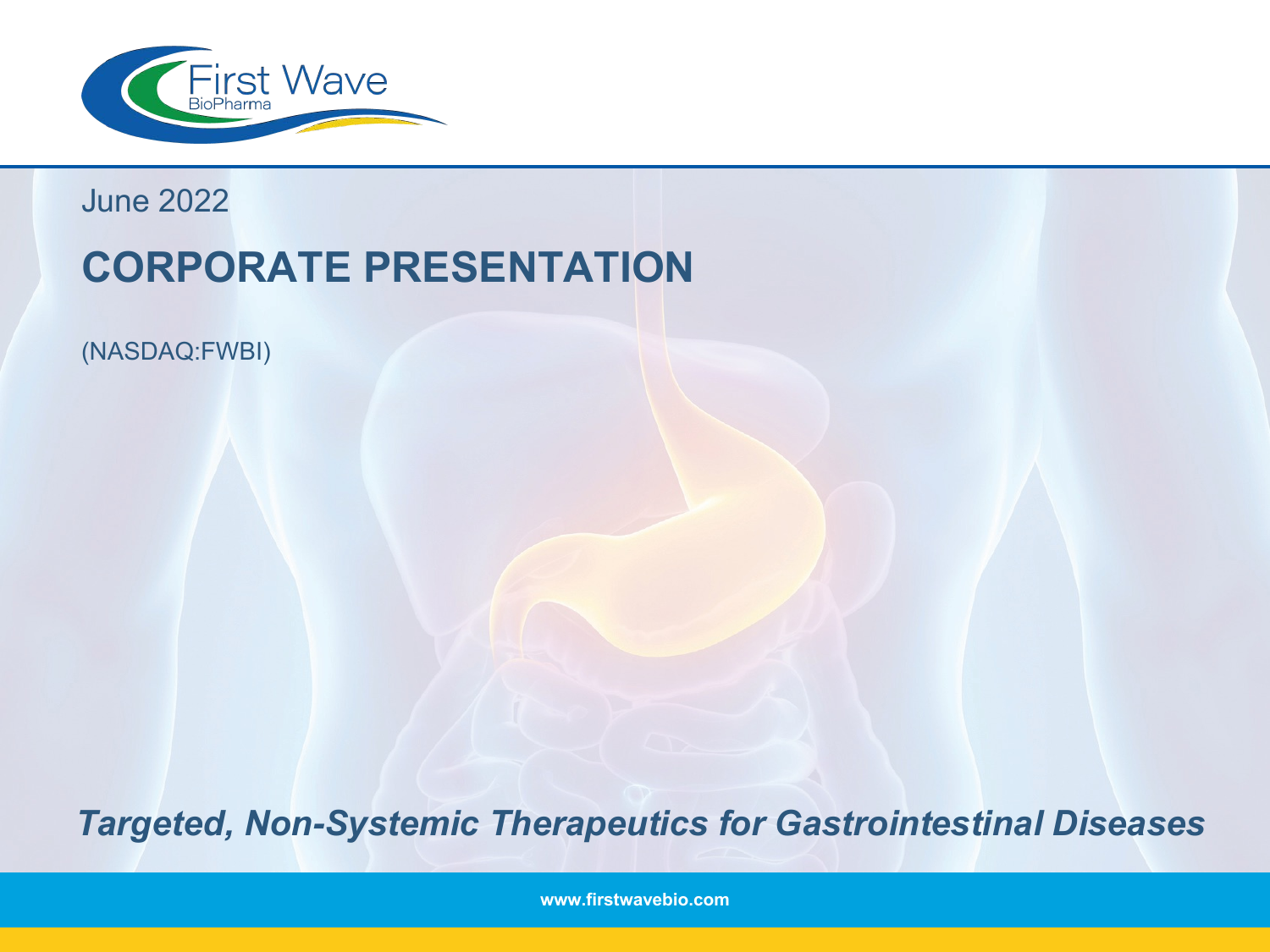First Wave BioPharma

June 2022

# CORPORATE PRESENTATION

(NASDAQ:FWBI)

***Targeted, Non-Systemic Therapeutics for Gastrointestinal Diseases***

**www.firstwavebio.com**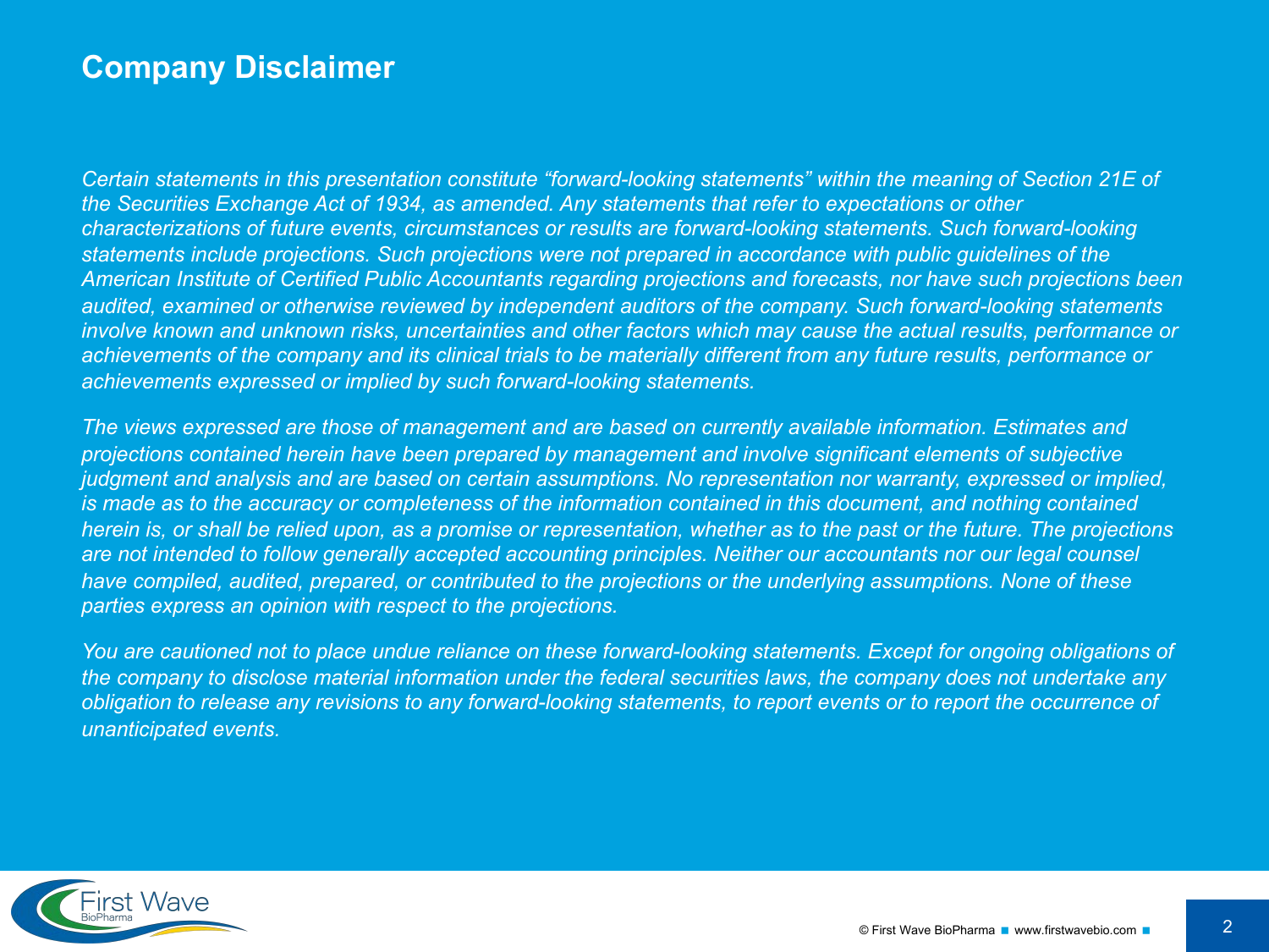## Company Disclaimer

*Certain statements in this presentation constitute "forward-looking statements" within the meaning of Section 21E of the Securities Exchange Act of 1934, as amended. Any statements that refer to expectations or other characterizations of future events, circumstances or results are forward-looking statements. Such forward-looking statements include projections. Such projections were not prepared in accordance with public guidelines of the American Institute of Certified Public Accountants regarding projections and forecasts, nor have such projections been audited, examined or otherwise reviewed by independent auditors of the company. Such forward-looking statements involve known and unknown risks, uncertainties and other factors which may cause the actual results, performance or achievements of the company and its clinical trials to be materially different from any future results, performance or achievements expressed or implied by such forward-looking statements.*

*The views expressed are those of management and are based on currently available information. Estimates and projections contained herein have been prepared by management and involve significant elements of subjective judgment and analysis and are based on certain assumptions. No representation nor warranty, expressed or implied, is made as to the accuracy or completeness of the information contained in this document, and nothing contained herein is, or shall be relied upon, as a promise or representation, whether as to the past or the future. The projections are not intended to follow generally accepted accounting principles. Neither our accountants nor our legal counsel have compiled, audited, prepared, or contributed to the projections or the underlying assumptions. None of these parties express an opinion with respect to the projections.*

*You are cautioned not to place undue reliance on these forward-looking statements. Except for ongoing obligations of the company to disclose material information under the federal securities laws, the company does not undertake any obligation to release any revisions to any forward-looking statements, to report events or to report the occurrence of unanticipated events.*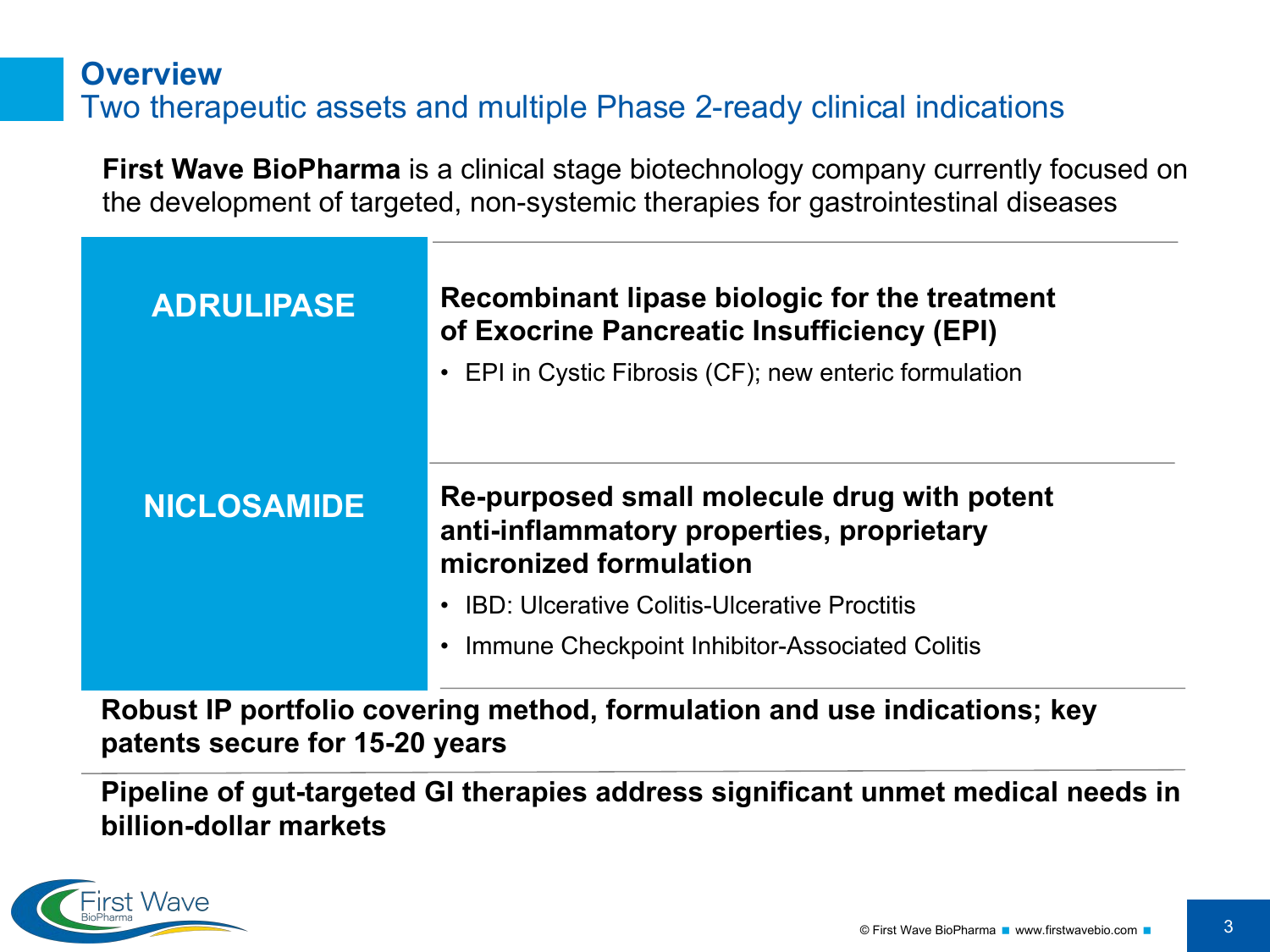# Overview

## Two therapeutic assets and multiple Phase 2-ready clinical indications

**First Wave BioPharma** is a clinical stage biotechnology company currently focused on the development of targeted, non-systemic therapies for gastrointestinal diseases

### ADRULIPASE

**Recombinant lipase biologic for the treatment of Exocrine Pancreatic Insufficiency (EPI)**

- EPI in Cystic Fibrosis (CF); new enteric formulation

### NICLOSAMIDE

**Re-purposed small molecule drug with potent anti-inflammatory properties, proprietary micronized formulation**

- IBD: Ulcerative Colitis-Ulcerative Proctitis
- Immune Checkpoint Inhibitor-Associated Colitis

**Robust IP portfolio covering method, formulation and use indications; key patents secure for 15-20 years**

**Pipeline of gut-targeted GI therapies address significant unmet medical needs in billion-dollar markets**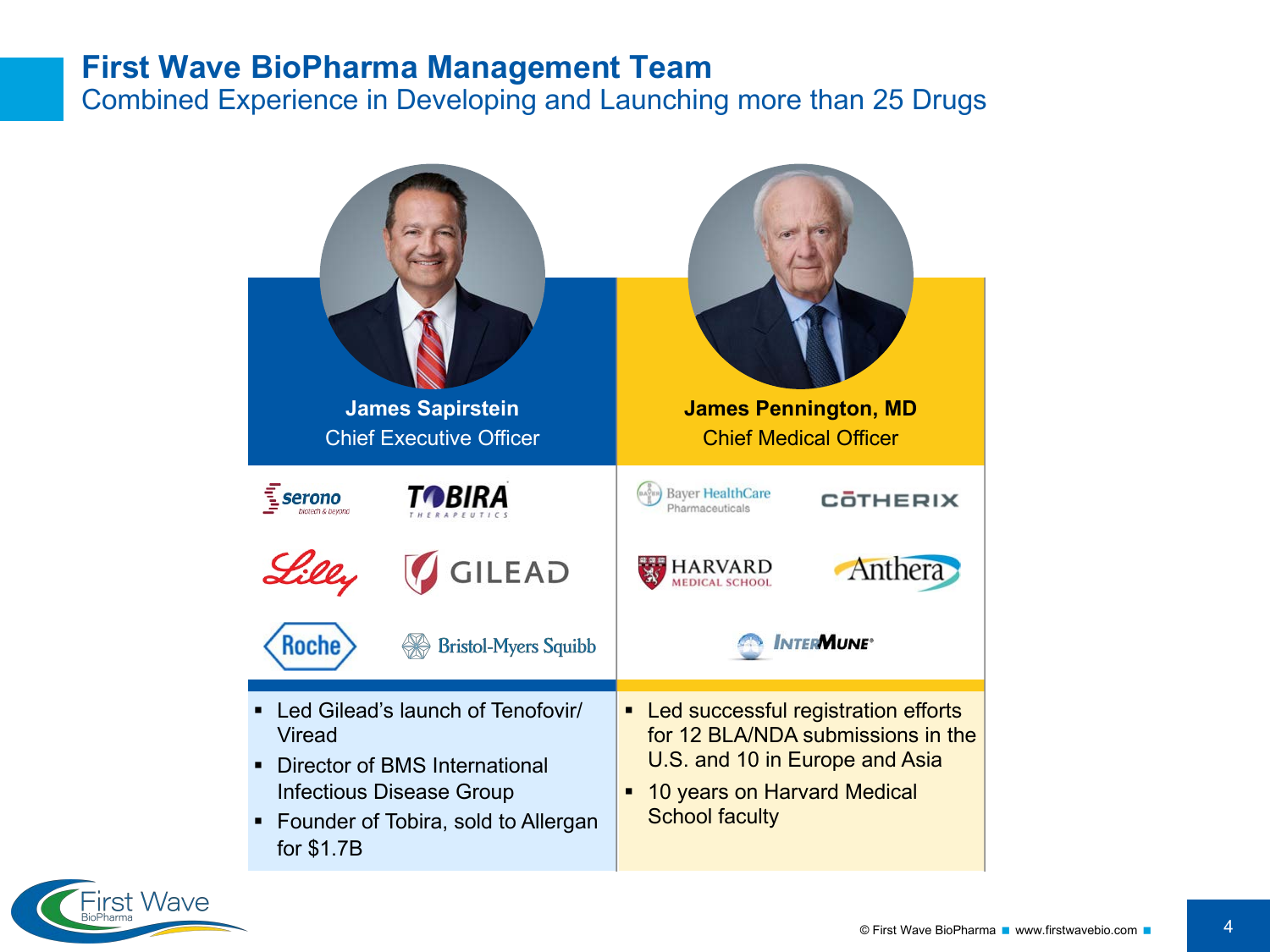# First Wave BioPharma Management Team

## Combined Experience in Developing and Launching more than 25 Drugs

### James Sapirstein
Chief Executive Officer

Serono · Tobira Therapeutics · Lilly · Gilead · Roche · Bristol-Myers Squibb

- Led Gilead's launch of Tenofovir/ Viread
- Director of BMS International Infectious Disease Group
- Founder of Tobira, sold to Allergan for $1.7B

### James Pennington, MD
Chief Medical Officer

Bayer HealthCare Pharmaceuticals · Cotherix · Harvard Medical School · Anthera · InterMune

- Led successful registration efforts for 12 BLA/NDA submissions in the U.S. and 10 in Europe and Asia
- 10 years on Harvard Medical School faculty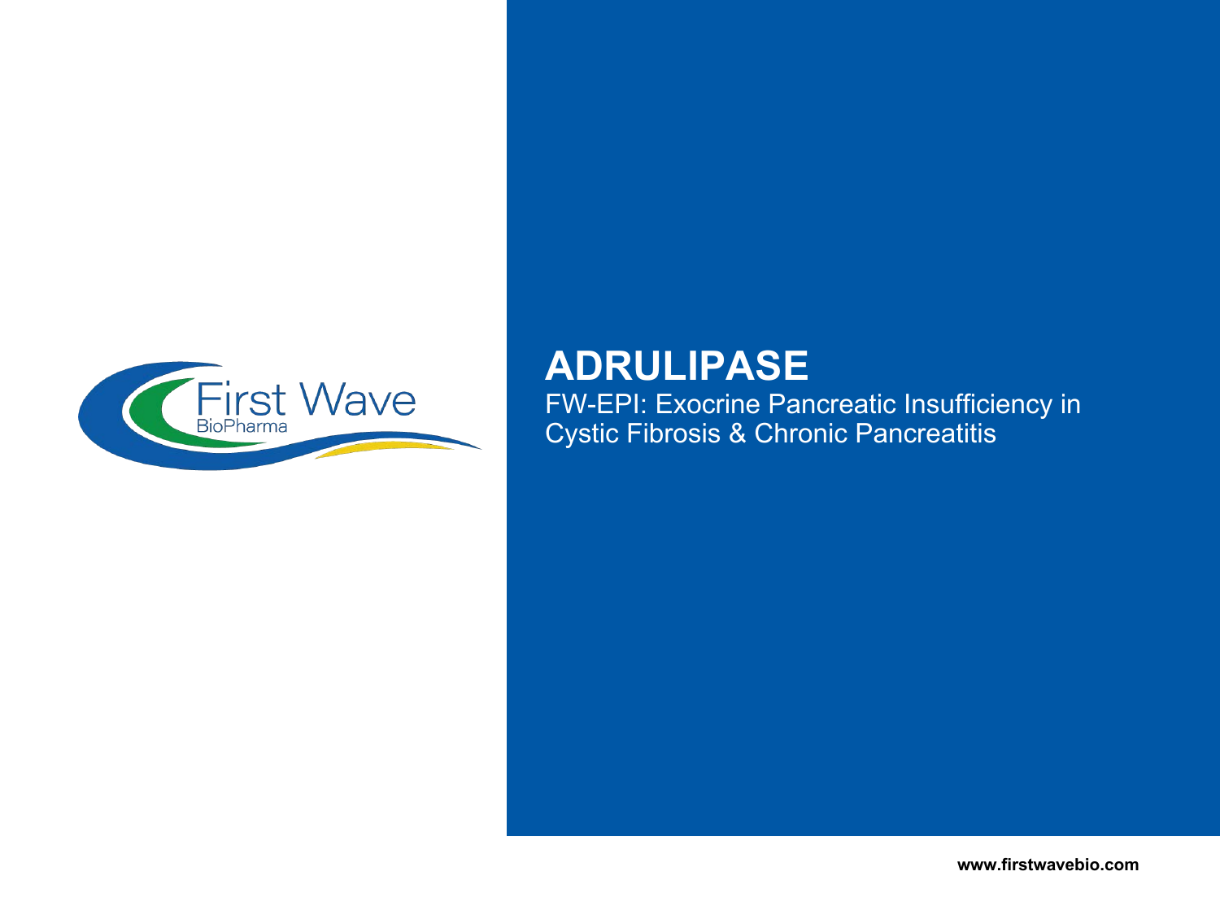First Wave BioPharma

# ADRULIPASE

FW-EPI: Exocrine Pancreatic Insufficiency in Cystic Fibrosis & Chronic Pancreatitis

www.firstwavebio.com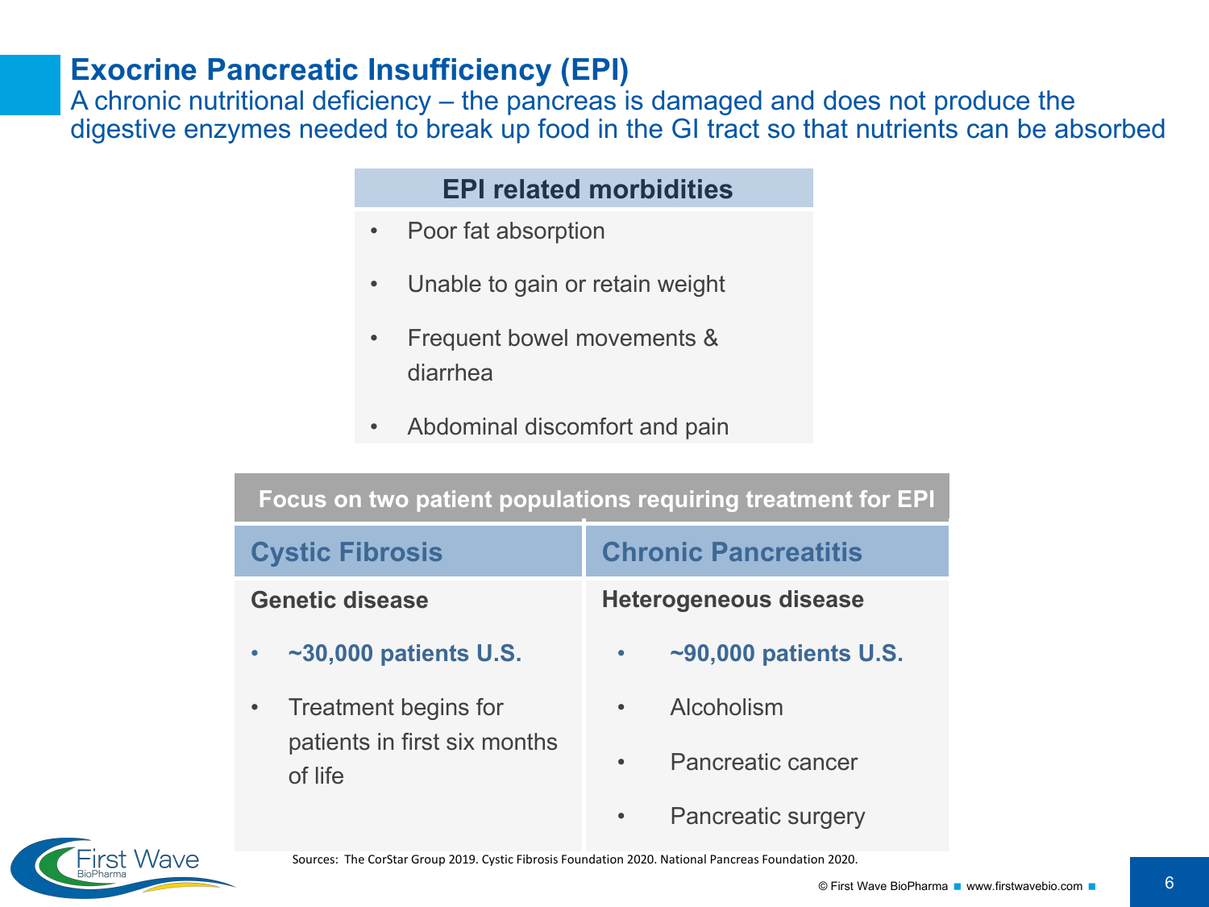# Exocrine Pancreatic Insufficiency (EPI)

A chronic nutritional deficiency – the pancreas is damaged and does not produce the digestive enzymes needed to break up food in the GI tract so that nutrients can be absorbed

## EPI related morbidities

- Poor fat absorption
- Unable to gain or retain weight
- Frequent bowel movements & diarrhea
- Abdominal discomfort and pain

## Focus on two patient populations requiring treatment for EPI

| Cystic Fibrosis | Chronic Pancreatitis |
|---|---|
| **Genetic disease** | **Heterogeneous disease** |
| • **~30,000 patients U.S.** | • **~90,000 patients U.S.** |
| • Treatment begins for patients in first six months of life | • Alcoholism |
| | • Pancreatic cancer |
| | • Pancreatic surgery |

Sources: The CorStar Group 2019. Cystic Fibrosis Foundation 2020. National Pancreas Foundation 2020.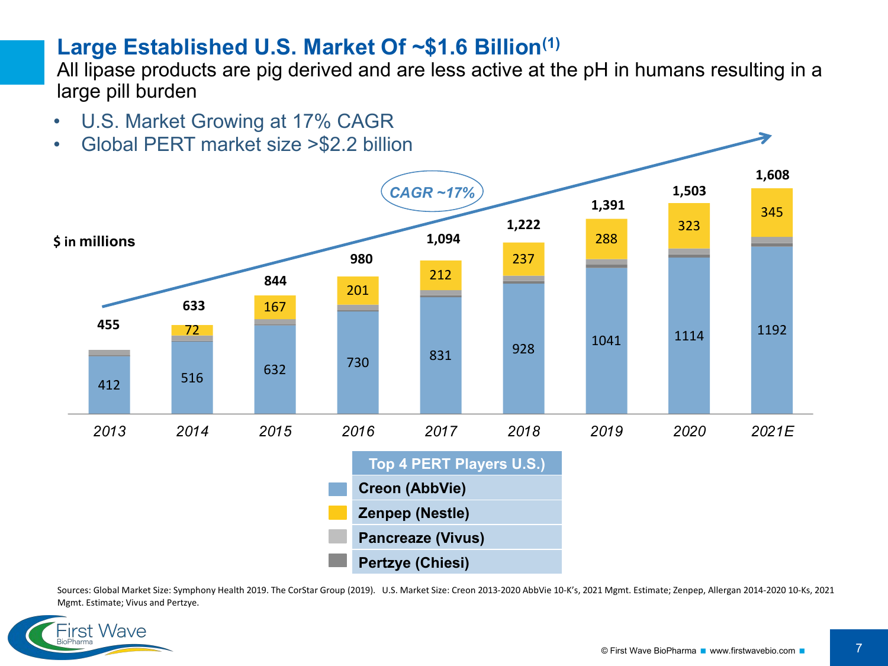# Large Established U.S. Market Of ~$1.6 Billion[(1)]

All lipase products are pig derived and are less active at the pH in humans resulting in a large pill burden

- U.S. Market Growing at 17% CAGR
- Global PERT market size >$2.2 billion

CAGR ~17%

$ in millions

| Year | Total | Creon (AbbVie) | Zenpep (Nestle) |
|---|---|---|---|
| 2013 | 455 | 412 | |
| 2014 | 633 | 516 | 72 |
| 2015 | 844 | 632 | 167 |
| 2016 | 980 | 730 | 201 |
| 2017 | 1,094 | 831 | 212 |
| 2018 | 1,222 | 928 | 237 |
| 2019 | 1,391 | 1041 | 288 |
| 2020 | 1,503 | 1114 | 323 |
| 2021E | 1,608 | 1192 | 345 |

**Top 4 PERT Players U.S.)**

- **Creon (AbbVie)**
- **Zenpep (Nestle)**
- **Pancreaze (Vivus)**
- **Pertzye (Chiesi)**

Sources: Global Market Size: Symphony Health 2019. The CorStar Group (2019). U.S. Market Size: Creon 2013-2020 AbbVie 10-K's, 2021 Mgmt. Estimate; Zenpep, Allergan 2014-2020 10-Ks, 2021 Mgmt. Estimate; Vivus and Pertzye.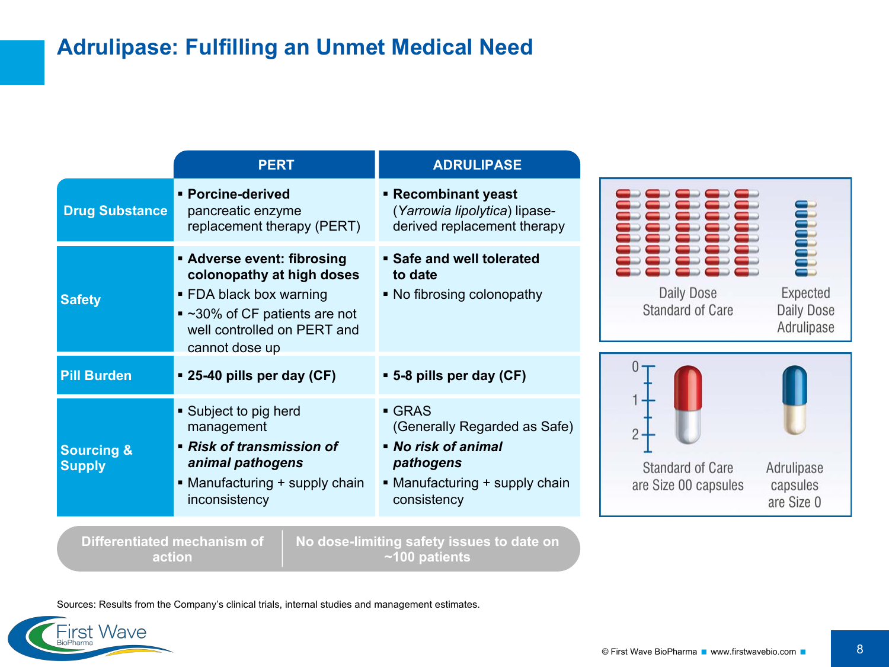# Adrulipase: Fulfilling an Unmet Medical Need

| | PERT | ADRULIPASE |
|---|---|---|
| **Drug Substance** | ▪ **Porcine-derived** pancreatic enzyme replacement therapy (PERT) | ▪ **Recombinant yeast** (*Yarrowia lipolytica*) lipase-derived replacement therapy |
| **Safety** | ▪ **Adverse event: fibrosing colonopathy at high doses**<br>▪ FDA black box warning<br>▪ ~30% of CF patients are not well controlled on PERT and cannot dose up | ▪ **Safe and well tolerated to date**<br>▪ No fibrosing colonopathy |
| **Pill Burden** | ▪ **25-40 pills per day (CF)** | ▪ **5-8 pills per day (CF)** |
| **Sourcing & Supply** | ▪ Subject to pig herd management<br>▪ ***Risk of transmission of animal pathogens***<br>▪ Manufacturing + supply chain inconsistency | ▪ GRAS (Generally Regarded as Safe)<br>▪ ***No risk of animal pathogens***<br>▪ Manufacturing + supply chain consistency |

**Differentiated mechanism of action** | **No dose-limiting safety issues to date on ~100 patients**

Daily Dose Standard of Care | Expected Daily Dose Adrulipase

Standard of Care are Size 00 capsules | Adrulipase capsules are Size 0

Sources: Results from the Company's clinical trials, internal studies and management estimates.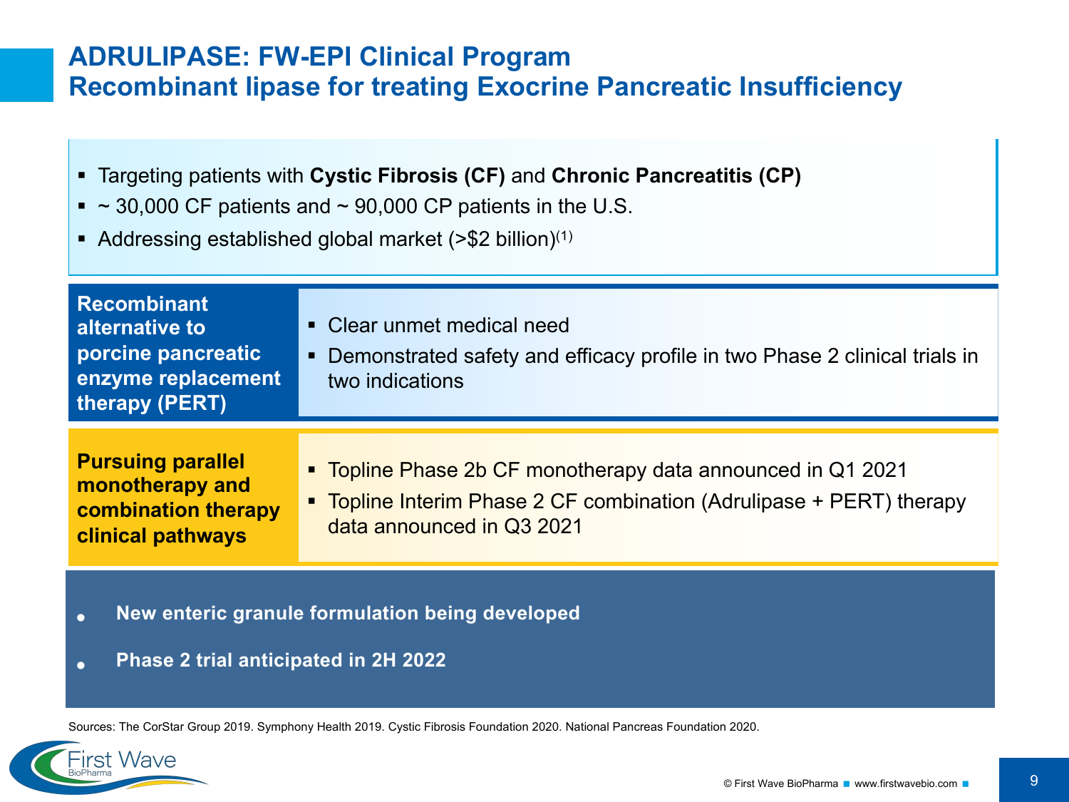# ADRULIPASE: FW-EPI Clinical Program
## Recombinant lipase for treating Exocrine Pancreatic Insufficiency

- Targeting patients with **Cystic Fibrosis (CF)** and **Chronic Pancreatitis (CP)**
- ~ 30,000 CF patients and ~ 90,000 CP patients in the U.S.
- Addressing established global market (>$2 billion)[1]

**Recombinant alternative to porcine pancreatic enzyme replacement therapy (PERT)**

- Clear unmet medical need
- Demonstrated safety and efficacy profile in two Phase 2 clinical trials in two indications

**Pursuing parallel monotherapy and combination therapy clinical pathways**

- Topline Phase 2b CF monotherapy data announced in Q1 2021
- Topline Interim Phase 2 CF combination (Adrulipase + PERT) therapy data announced in Q3 2021

- **New enteric granule formulation being developed**
- **Phase 2 trial anticipated in 2H 2022**

Sources: The CorStar Group 2019. Symphony Health 2019. Cystic Fibrosis Foundation 2020. National Pancreas Foundation 2020.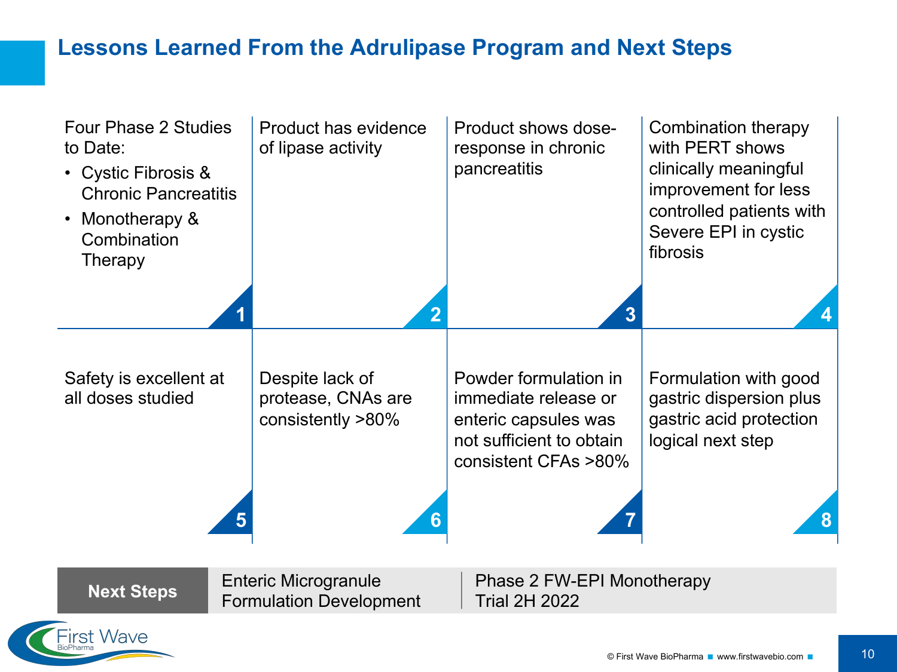# Lessons Learned From the Adrulipase Program and Next Steps

**1** Four Phase 2 Studies to Date:

- Cystic Fibrosis & Chronic Pancreatitis
- Monotherapy & Combination Therapy

**2** Product has evidence of lipase activity

**3** Product shows dose-response in chronic pancreatitis

**4** Combination therapy with PERT shows clinically meaningful improvement for less controlled patients with Severe EPI in cystic fibrosis

**5** Safety is excellent at all doses studied

**6** Despite lack of protease, CNAs are consistently >80%

**7** Powder formulation in immediate release or enteric capsules was not sufficient to obtain consistent CFAs >80%

**8** Formulation with good gastric dispersion plus gastric acid protection logical next step

| Next Steps | Enteric Microgranule Formulation Development | Phase 2 FW-EPI Monotherapy Trial 2H 2022 |
|---|---|---|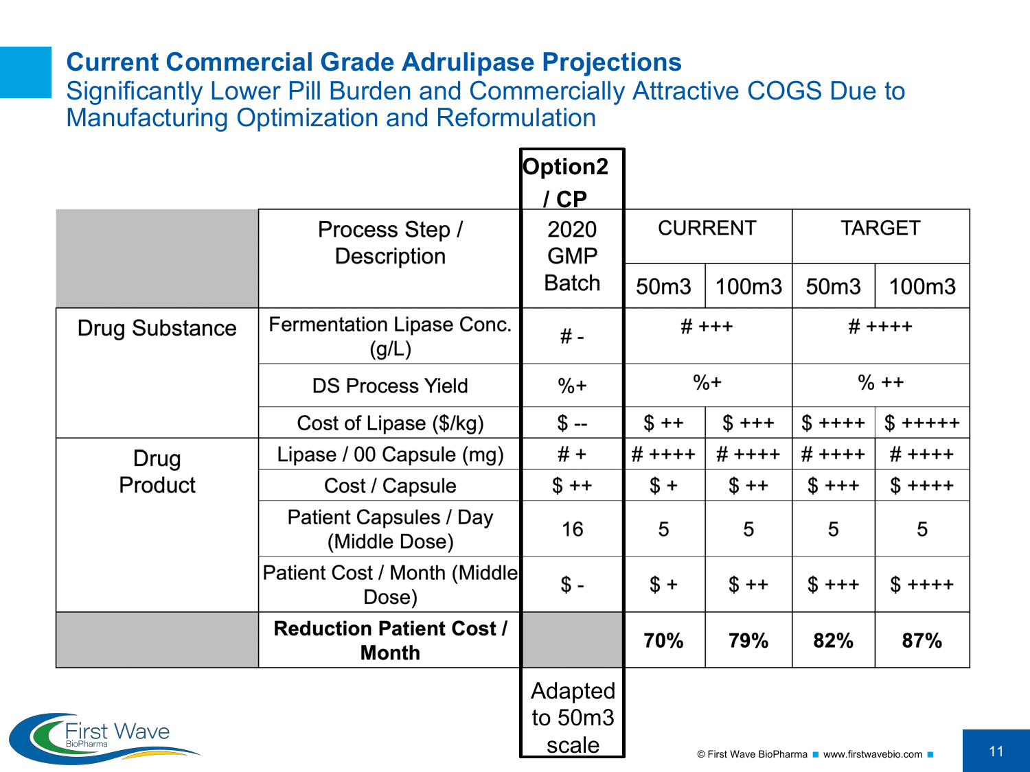# Current Commercial Grade Adrulipase Projections

## Significantly Lower Pill Burden and Commercially Attractive COGS Due to Manufacturing Optimization and Reformulation

| | Process Step / Description | Option2 / CP 2020 GMP Batch | CURRENT | | TARGET | |
|---|---|---|---|---|---|---|
| | | | 50m3 | 100m3 | 50m3 | 100m3 |
| Drug Substance | Fermentation Lipase Conc. (g/L) | # - | # +++ | | # ++++ | |
| | DS Process Yield | %+ | %+ | | % ++ | |
| | Cost of Lipase ($/kg) | $ -- | $ ++ | $ +++ | $ ++++ | $ +++++ |
| Drug Product | Lipase / 00 Capsule (mg) | # + | # ++++ | # ++++ | # ++++ | # ++++ |
| | Cost / Capsule | $ ++ | $ + | $ ++ | $ +++ | $ ++++ |
| | Patient Capsules / Day (Middle Dose) | 16 | 5 | 5 | 5 | 5 |
| | Patient Cost / Month (Middle Dose) | $ - | $ + | $ ++ | $ +++ | $ ++++ |
| | **Reduction Patient Cost / Month** | | **70%** | **79%** | **82%** | **87%** |
| | | Adapted to 50m3 scale | | | | |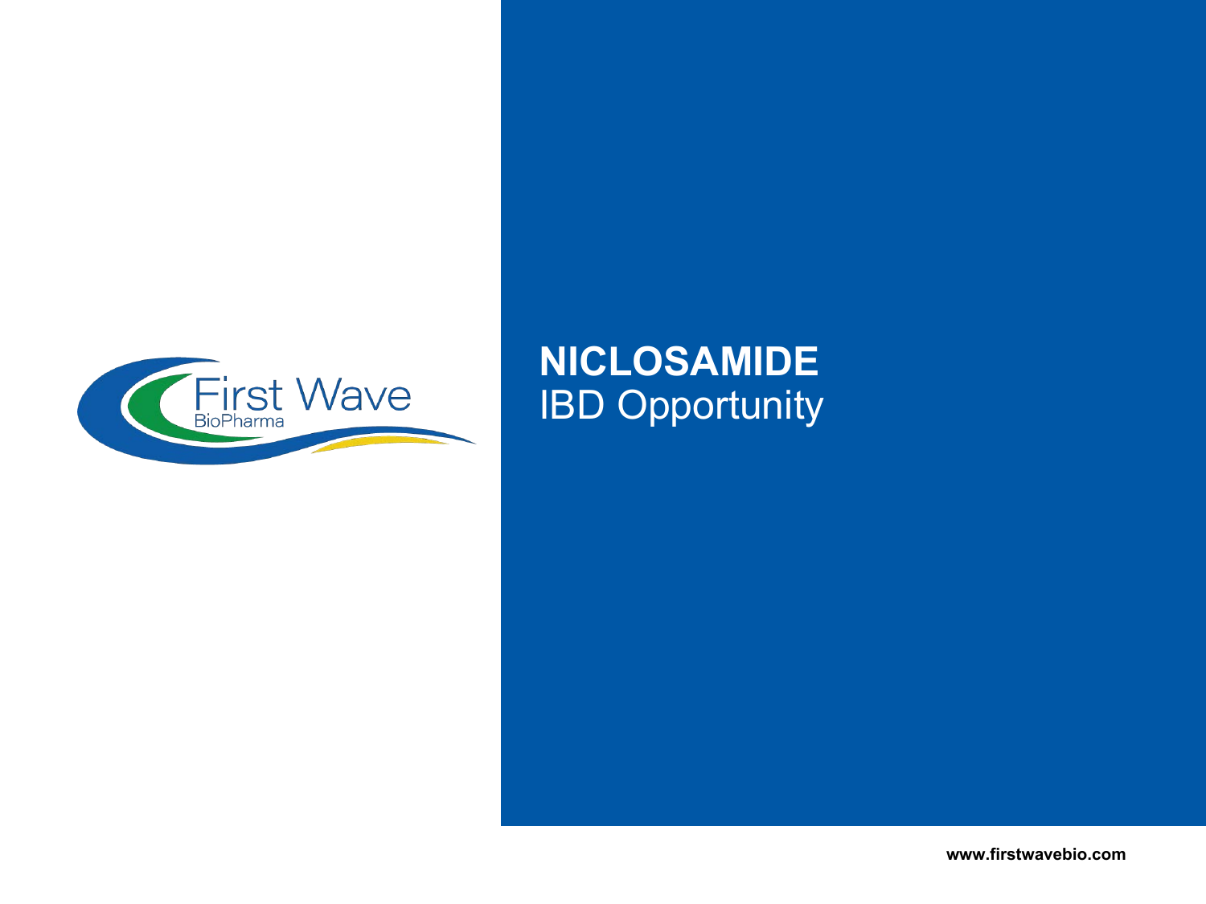# NICLOSAMIDE

IBD Opportunity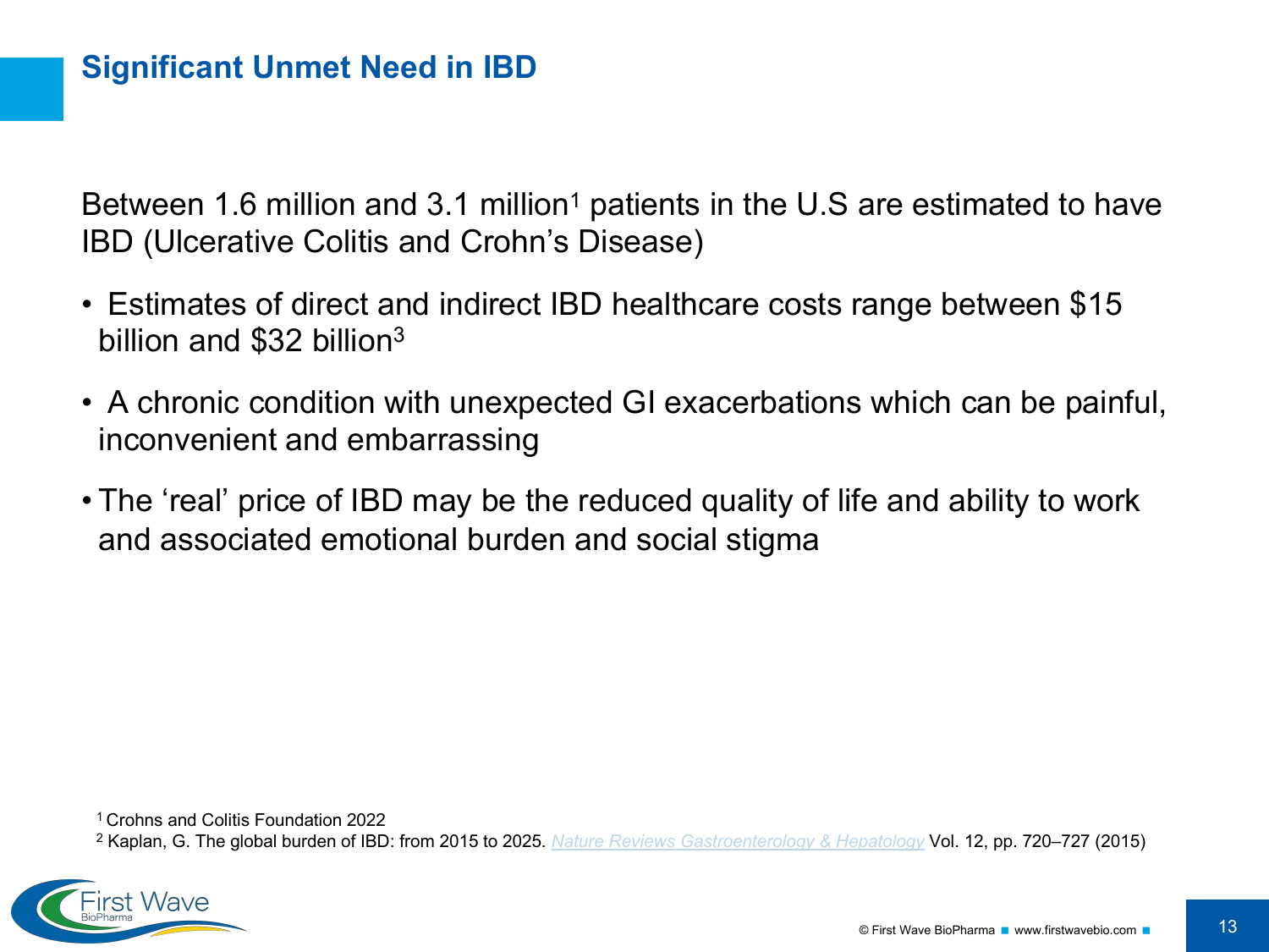# Significant Unmet Need in IBD

Between 1.6 million and 3.1 million[1] patients in the U.S are estimated to have IBD (Ulcerative Colitis and Crohn's Disease)

- Estimates of direct and indirect IBD healthcare costs range between $15 billion and $32 billion[3]
- A chronic condition with unexpected GI exacerbations which can be painful, inconvenient and embarrassing
- The 'real' price of IBD may be the reduced quality of life and ability to work and associated emotional burden and social stigma

[1] Crohns and Colitis Foundation 2022

[2] Kaplan, G. The global burden of IBD: from 2015 to 2025. *Nature Reviews Gastroenterology & Hepatology* Vol. 12, pp. 720–727 (2015)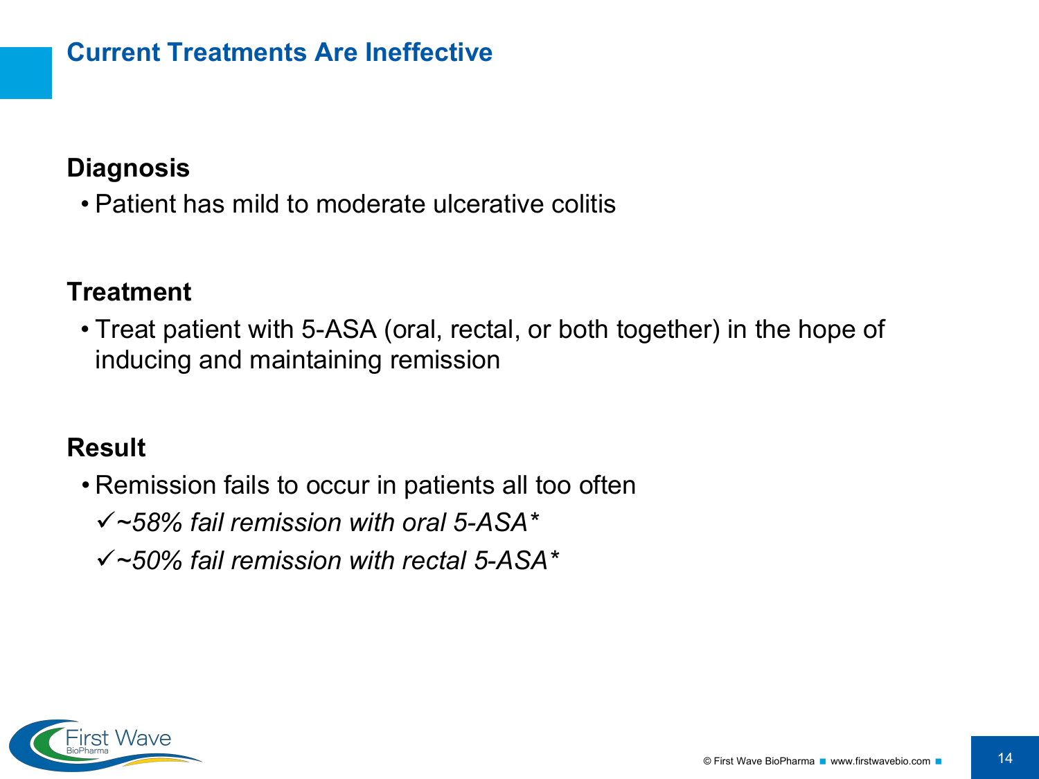## Current Treatments Are Ineffective

**Diagnosis**

- Patient has mild to moderate ulcerative colitis

**Treatment**

- Treat patient with 5-ASA (oral, rectal, or both together) in the hope of inducing and maintaining remission

**Result**

- Remission fails to occur in patients all too often
  - ✓*~58% fail remission with oral 5-ASA**
  - ✓*~50% fail remission with rectal 5-ASA**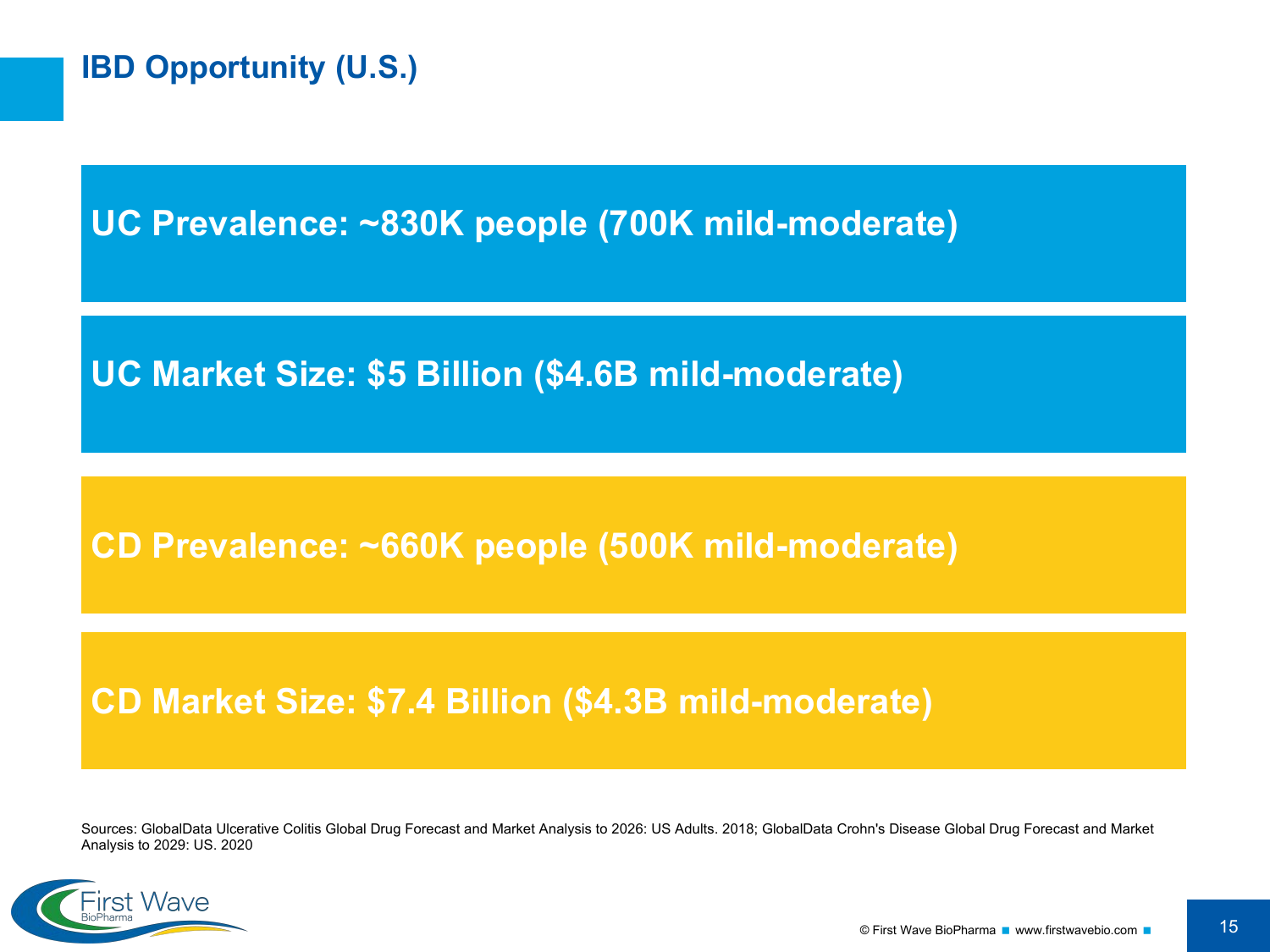# IBD Opportunity (U.S.)

**UC Prevalence: ~830K people (700K mild-moderate)**

**UC Market Size: $5 Billion ($4.6B mild-moderate)**

**CD Prevalence: ~660K people (500K mild-moderate)**

**CD Market Size: $7.4 Billion ($4.3B mild-moderate)**

Sources: GlobalData Ulcerative Colitis Global Drug Forecast and Market Analysis to 2026: US Adults. 2018; GlobalData Crohn's Disease Global Drug Forecast and Market Analysis to 2029: US. 2020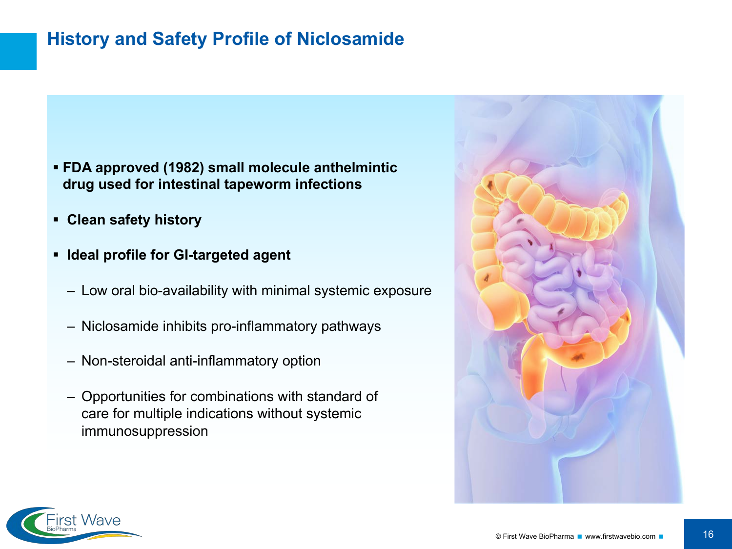# History and Safety Profile of Niclosamide

- **FDA approved (1982) small molecule anthelmintic drug used for intestinal tapeworm infections**
- **Clean safety history**
- **Ideal profile for GI-targeted agent**
  - Low oral bio-availability with minimal systemic exposure
  - Niclosamide inhibits pro-inflammatory pathways
  - Non-steroidal anti-inflammatory option
  - Opportunities for combinations with standard of care for multiple indications without systemic immunosuppression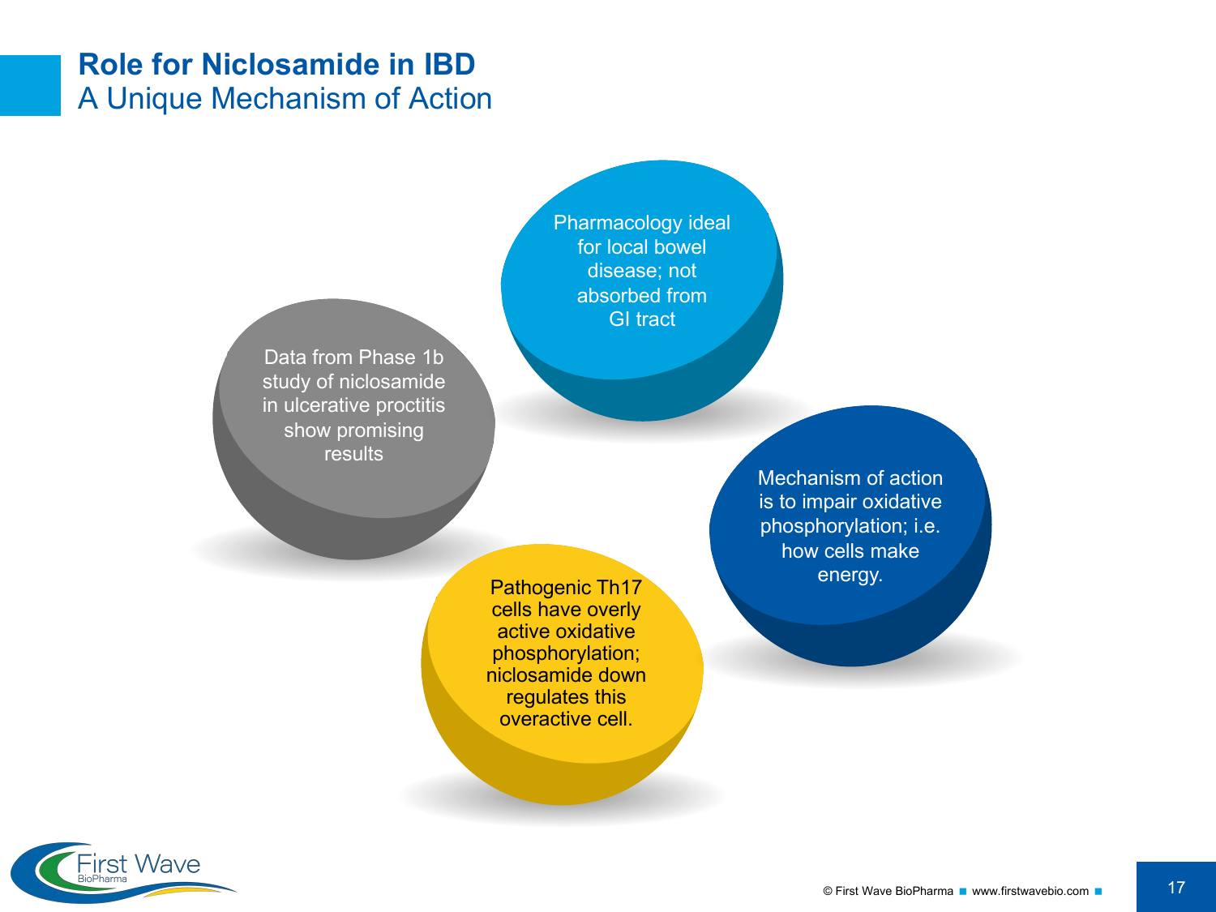# Role for Niclosamide in IBD

## A Unique Mechanism of Action

- Pharmacology ideal for local bowel disease; not absorbed from GI tract
- Data from Phase 1b study of niclosamide in ulcerative proctitis show promising results
- Mechanism of action is to impair oxidative phosphorylation; i.e. how cells make energy.
- Pathogenic Th17 cells have overly active oxidative phosphorylation; niclosamide down regulates this overactive cell.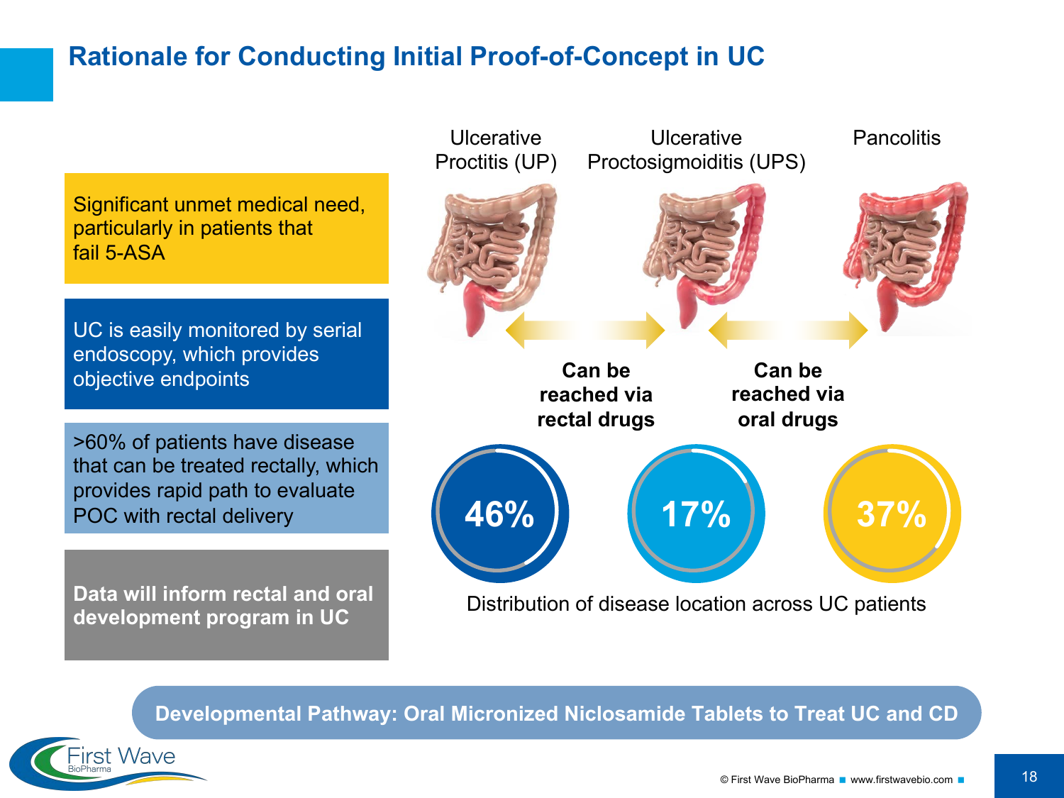# Rationale for Conducting Initial Proof-of-Concept in UC

Significant unmet medical need, particularly in patients that fail 5-ASA

UC is easily monitored by serial endoscopy, which provides objective endpoints

>60% of patients have disease that can be treated rectally, which provides rapid path to evaluate POC with rectal delivery

**Data will inform rectal and oral development program in UC**

Ulcerative Proctitis (UP) | Ulcerative Proctosigmoiditis (UPS) | Pancolitis

**Can be reached via rectal drugs**

**Can be reached via oral drugs**

46% | 17% | 37%

Distribution of disease location across UC patients

**Developmental Pathway: Oral Micronized Niclosamide Tablets to Treat UC and CD**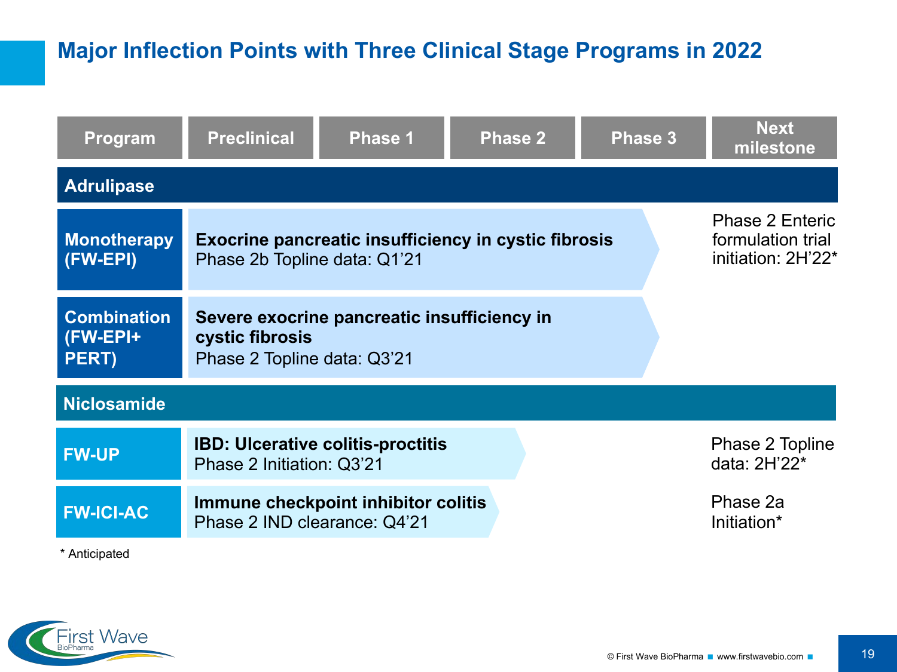# Major Inflection Points with Three Clinical Stage Programs in 2022

| Program | Preclinical | Phase 1 | Phase 2 | Phase 3 | Next milestone |
|---|---|---|---|---|---|
| **Adrulipase** | | | | | |
| **Monotherapy (FW-EPI)** | **Exocrine pancreatic insufficiency in cystic fibrosis** Phase 2b Topline data: Q1'21 | | | | Phase 2 Enteric formulation trial initiation: 2H'22* |
| **Combination (FW-EPI+ PERT)** | **Severe exocrine pancreatic insufficiency in cystic fibrosis** Phase 2 Topline data: Q3'21 | | | | |
| **Niclosamide** | | | | | |
| **FW-UP** | **IBD: Ulcerative colitis-proctitis** Phase 2 Initiation: Q3'21 | | | | Phase 2 Topline data: 2H'22* |
| **FW-ICI-AC** | **Immune checkpoint inhibitor colitis** Phase 2 IND clearance: Q4'21 | | | | Phase 2a Initiation* |

\* Anticipated